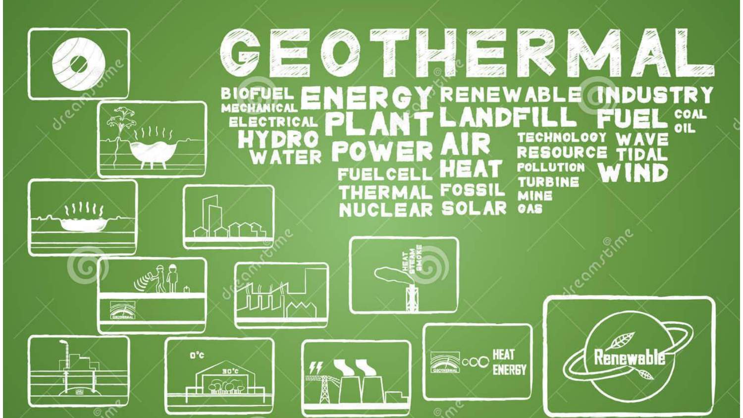# GEOTHERMAL

BIOFUEL
MECHANICAL
ELECTRICAL
HYDRO
WATER

ENERGY
PLANT
POWER
FUELCELL
THERMAL
NUCLEAR

RENEWABLE
LANDFILL
AIR
HEAT
FOSSIL
SOLAR

TECHNOLOGY
RESOURCE
POLLUTION
TURBINE
MINE
GAS

INDUSTRY
FUEL
WAVE
TIDAL
WIND

COAL
OIL

HEAT STEAM SMOKE

0°C 30°C

HEAT ENERGY

Renewable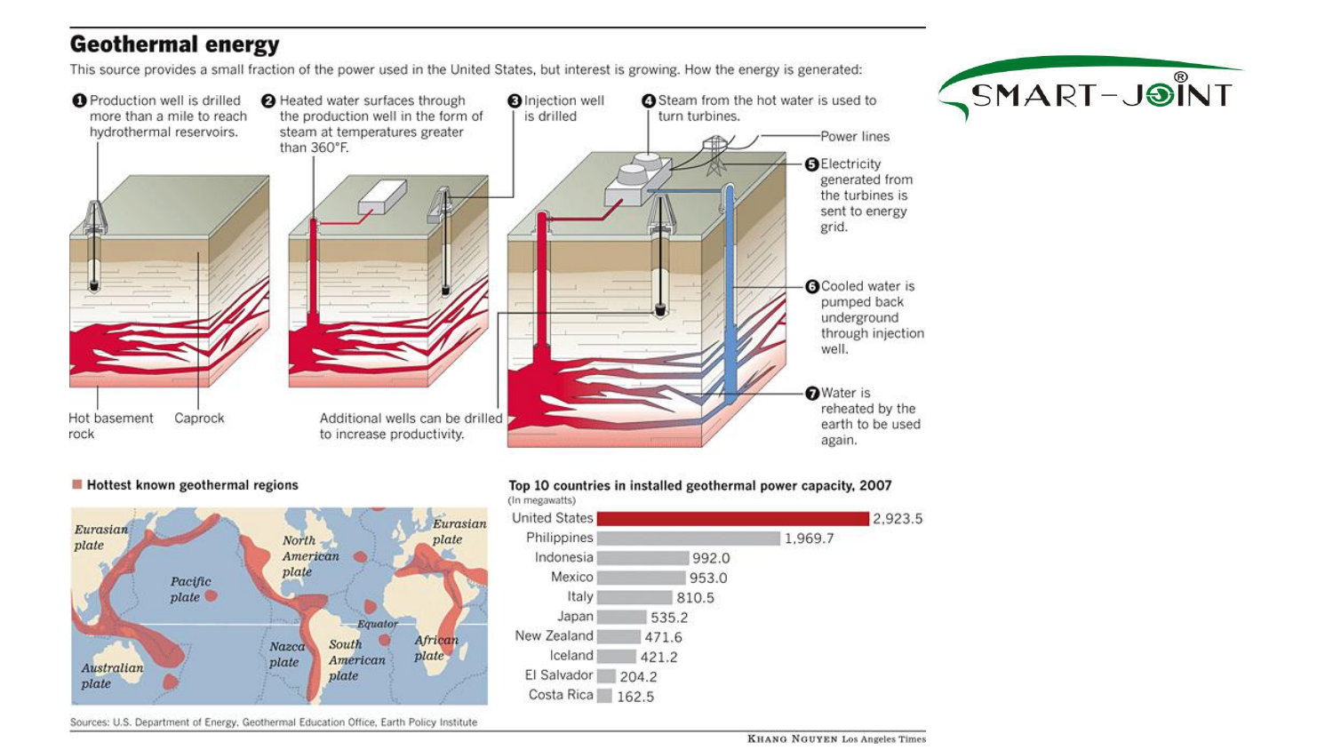# Geothermal energy

This source provides a small fraction of the power used in the United States, but interest is growing. How the energy is generated:

1. Production well is drilled more than a mile to reach hydrothermal reservoirs.
2. Heated water surfaces through the production well in the form of steam at temperatures greater than 360°F.
3. Injection well is drilled
4. Steam from the hot water is used to turn turbines.
5. Electricity generated from the turbines is sent to energy grid.
6. Cooled water is pumped back underground through injection well.
7. Water is reheated by the earth to be used again.

Power lines

Hot basement rock

Caprock

Additional wells can be drilled to increase productivity.

**Hottest known geothermal regions**

Eurasian plate · North American plate · Pacific plate · Eurasian plate · Equator · Nazca plate · South American plate · African plate · Australian plate

**Top 10 countries in installed geothermal power capacity, 2007**
(In megawatts)

| Country | Capacity |
|---|---|
| United States | 2,923.5 |
| Philippines | 1,969.7 |
| Indonesia | 992.0 |
| Mexico | 953.0 |
| Italy | 810.5 |
| Japan | 535.2 |
| New Zealand | 471.6 |
| Iceland | 421.2 |
| El Salvador | 204.2 |
| Costa Rica | 162.5 |

Sources: U.S. Department of Energy, Geothermal Education Office, Earth Policy Institute

KHANG NGUYEN Los Angeles Times

SMART-JOINT®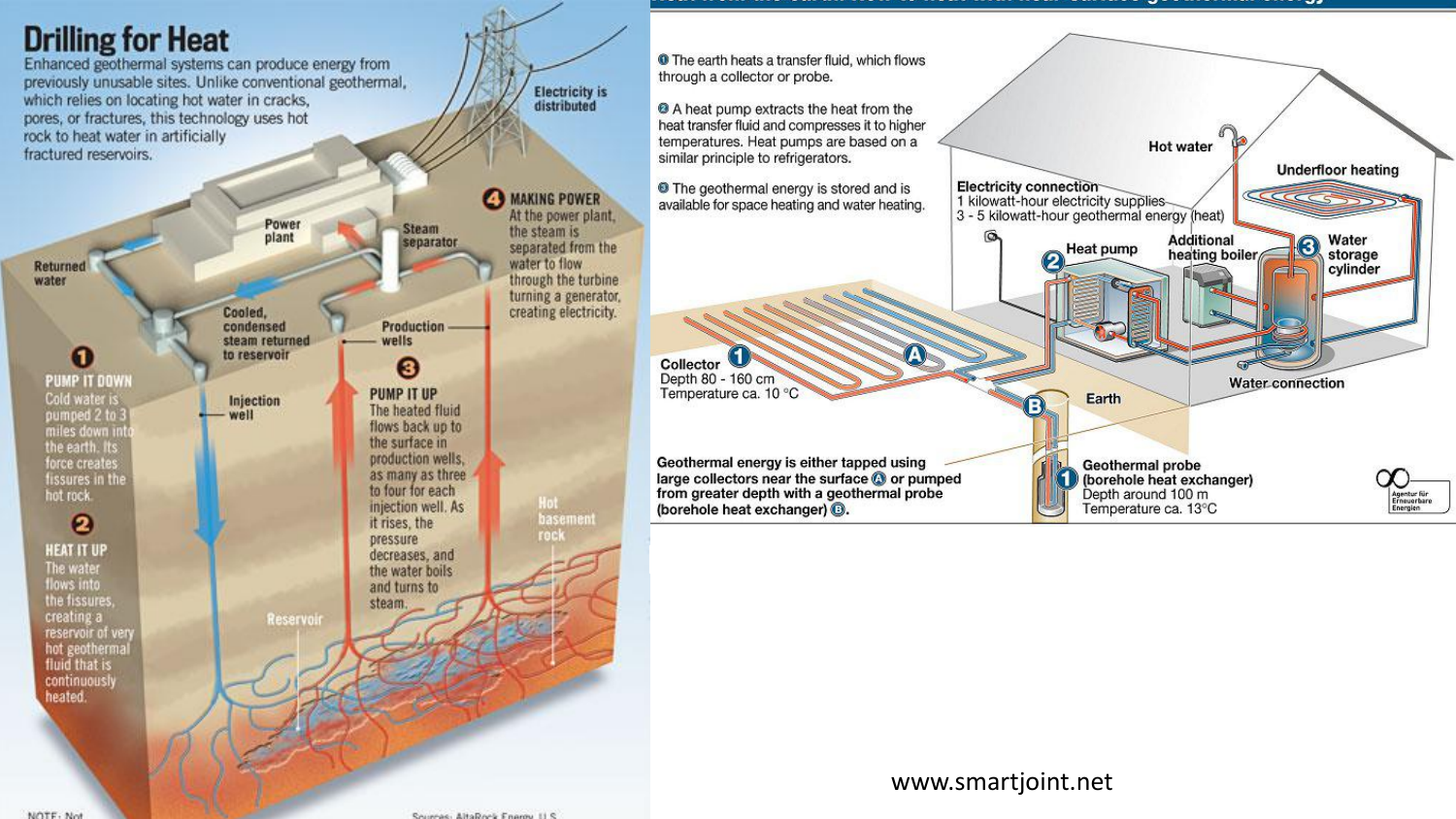# Drilling for Heat

Enhanced geothermal systems can produce energy from previously unusable sites. Unlike conventional geothermal, which relies on locating hot water in cracks, pores, or fractures, this technology uses hot rock to heat water in artificially fractured reservoirs.

Electricity is distributed

Power plant

Steam separator

Returned water

Cooled, condensed steam returned to reservoir

Production wells

Injection well

**1 PUMP IT DOWN**
Cold water is pumped 2 to 3 miles down into the earth. Its force creates fissures in the hot rock.

**2 HEAT IT UP**
The water flows into the fissures, creating a reservoir of very hot geothermal fluid that is continuously heated.

**3 PUMP IT UP**
The heated fluid flows back up to the surface in production wells, as many as three to four for each injection well. As it rises, the pressure decreases, and the water boils and turns to steam.

**4 MAKING POWER**
At the power plant, the steam is separated from the water to flow through the turbine turning a generator, creating electricity.

Hot basement rock

Reservoir

NOTE: Not

Sources: AltaRock Energy, U.S.

1. The earth heats a transfer fluid, which flows through a collector or probe.
2. A heat pump extracts the heat from the heat transfer fluid and compresses it to higher temperatures. Heat pumps are based on a similar principle to refrigerators.
3. The geothermal energy is stored and is available for space heating and water heating.

Hot water

Underfloor heating

Electricity connection
1 kilowatt-hour electricity supplies
3 - 5 kilowatt-hour geothermal energy (heat)

Heat pump

Additional heating boiler

Water storage cylinder

Collector
Depth 80 - 160 cm
Temperature ca. 10 °C

Earth

Water connection

Geothermal energy is either tapped using large collectors near the surface (A) or pumped from greater depth with a geothermal probe (borehole heat exchanger) (B).

Geothermal probe (borehole heat exchanger)
Depth around 100 m
Temperature ca. 13°C

Agentur für Erneuerbare Energien

www.smartjoint.net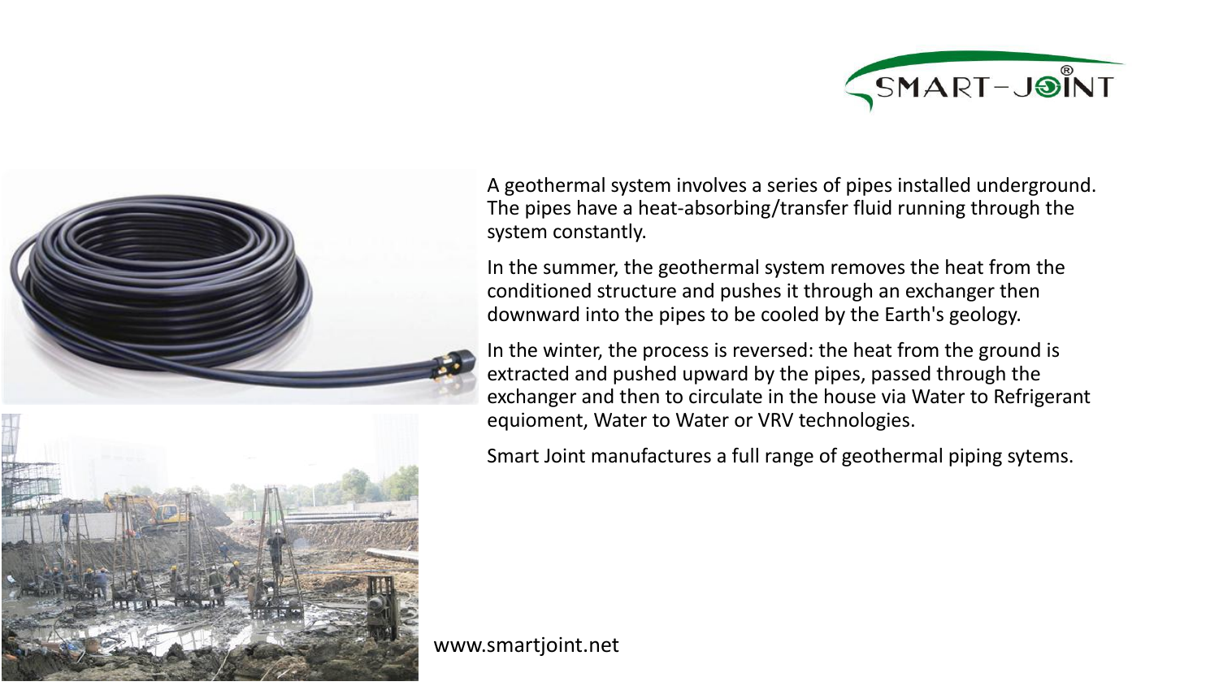A geothermal system involves a series of pipes installed underground. The pipes have a heat-absorbing/transfer fluid running through the system constantly.

In the summer, the geothermal system removes the heat from the conditioned structure and pushes it through an exchanger then downward into the pipes to be cooled by the Earth's geology.

In the winter, the process is reversed: the heat from the ground is extracted and pushed upward by the pipes, passed through the exchanger and then to circulate in the house via Water to Refrigerant equioment, Water to Water or VRV technologies.

Smart Joint manufactures a full range of geothermal piping sytems.

www.smartjoint.net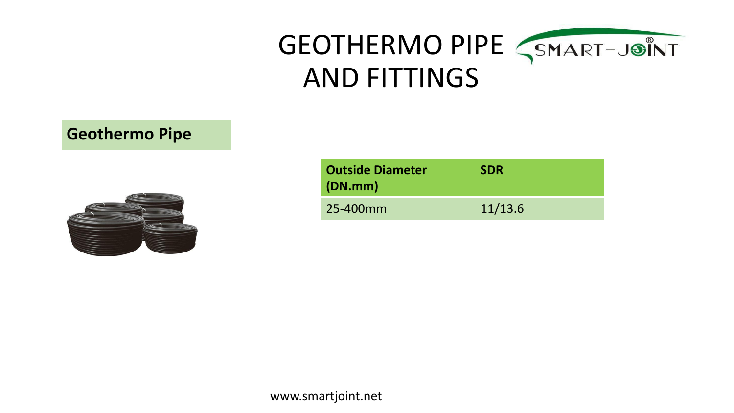# GEOTHERMO PIPE AND FITTINGS

## Geothermo Pipe

| Outside Diameter (DN.mm) | SDR |
| --- | --- |
| 25-400mm | 11/13.6 |

www.smartjoint.net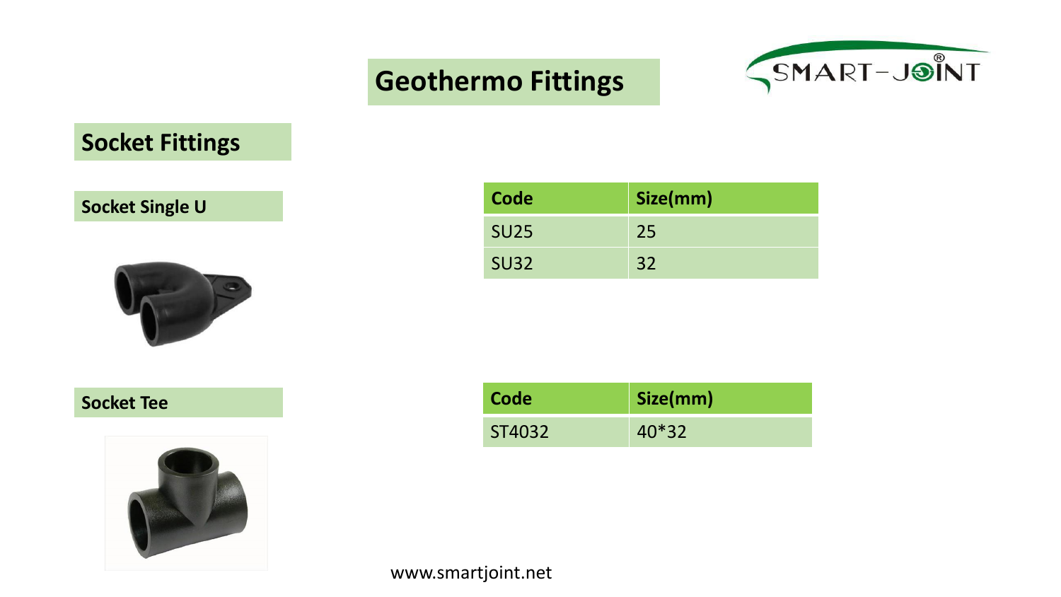# Geothermo Fittings

## Socket Fittings

### Socket Single U

| Code | Size(mm) |
|---|---|
| SU25 | 25 |
| SU32 | 32 |

### Socket Tee

| Code | Size(mm) |
|---|---|
| ST4032 | 40*32 |

www.smartjoint.net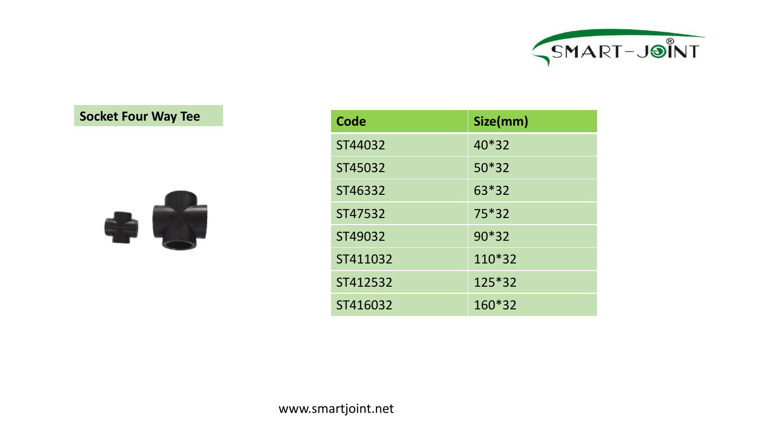## Socket Four Way Tee

| Code | Size(mm) |
|---|---|
| ST44032 | 40*32 |
| ST45032 | 50*32 |
| ST46332 | 63*32 |
| ST47532 | 75*32 |
| ST49032 | 90*32 |
| ST411032 | 110*32 |
| ST412532 | 125*32 |
| ST416032 | 160*32 |

www.smartjoint.net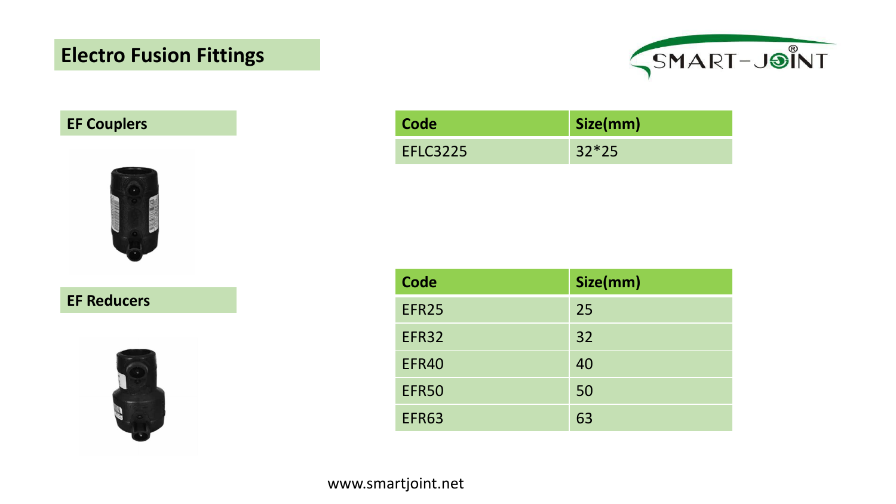# Electro Fusion Fittings

SMART-JOINT

## EF Couplers

| Code | Size(mm) |
| --- | --- |
| EFLC3225 | 32*25 |

## EF Reducers

| Code | Size(mm) |
| --- | --- |
| EFR25 | 25 |
| EFR32 | 32 |
| EFR40 | 40 |
| EFR50 | 50 |
| EFR63 | 63 |

www.smartjoint.net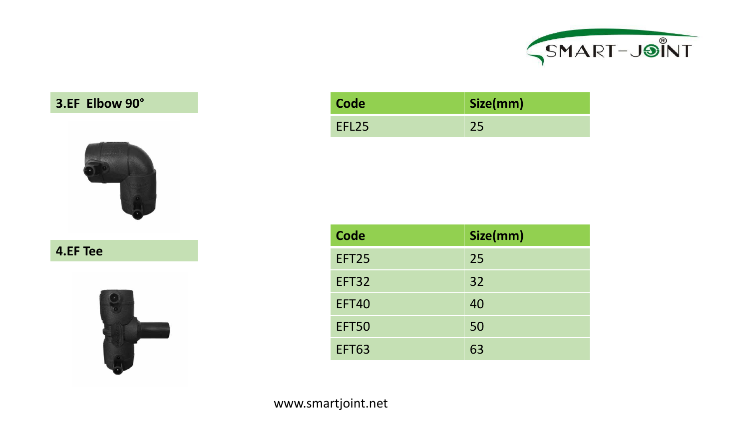## 3.EF Elbow 90°

| Code | Size(mm) |
|---|---|
| EFL25 | 25 |

## 4.EF Tee

| Code | Size(mm) |
|---|---|
| EFT25 | 25 |
| EFT32 | 32 |
| EFT40 | 40 |
| EFT50 | 50 |
| EFT63 | 63 |

www.smartjoint.net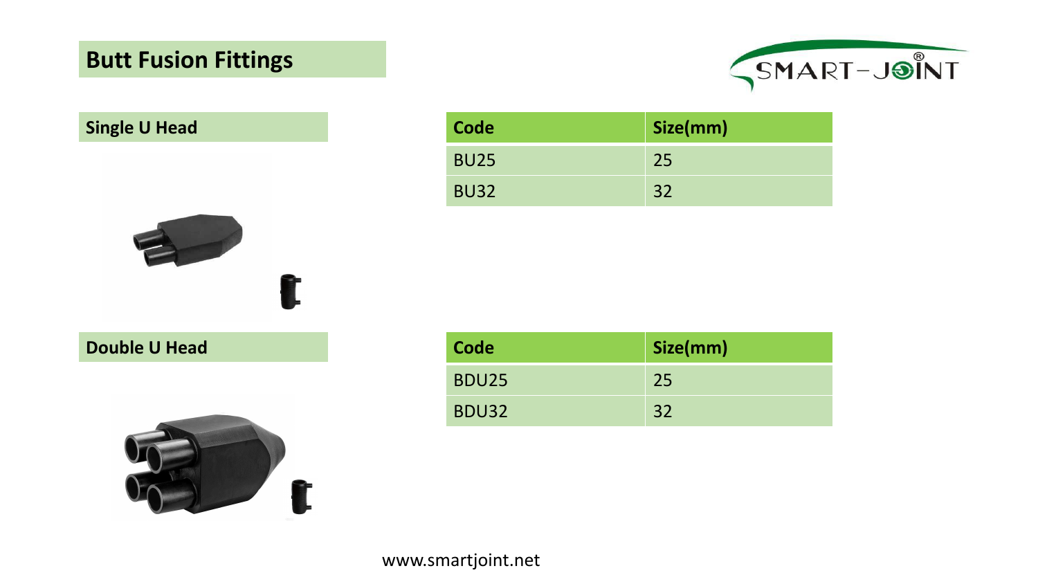# Butt Fusion Fittings

## Single U Head

| Code | Size(mm) |
|---|---|
| BU25 | 25 |
| BU32 | 32 |

## Double U Head

| Code | Size(mm) |
|---|---|
| BDU25 | 25 |
| BDU32 | 32 |

www.smartjoint.net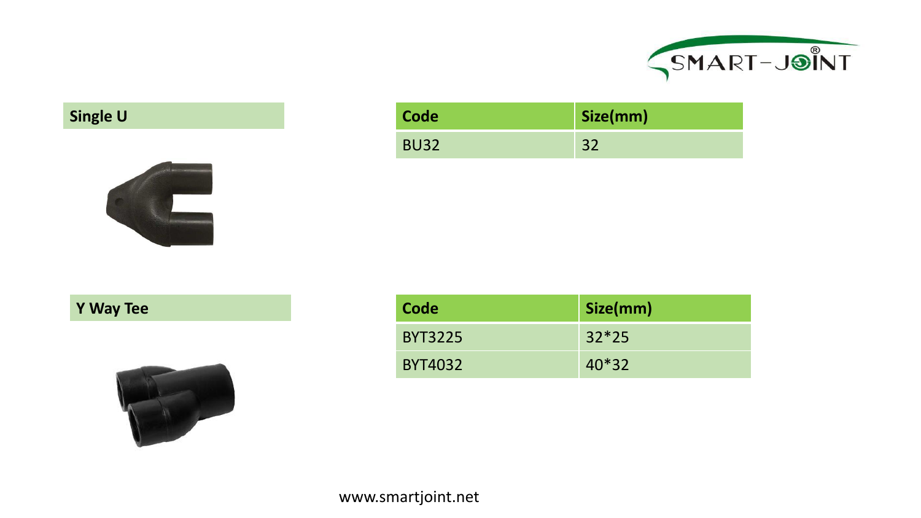## Single U

| Code | Size(mm) |
| --- | --- |
| BU32 | 32 |

## Y Way Tee

| Code | Size(mm) |
| --- | --- |
| BYT3225 | 32*25 |
| BYT4032 | 40*32 |

www.smartjoint.net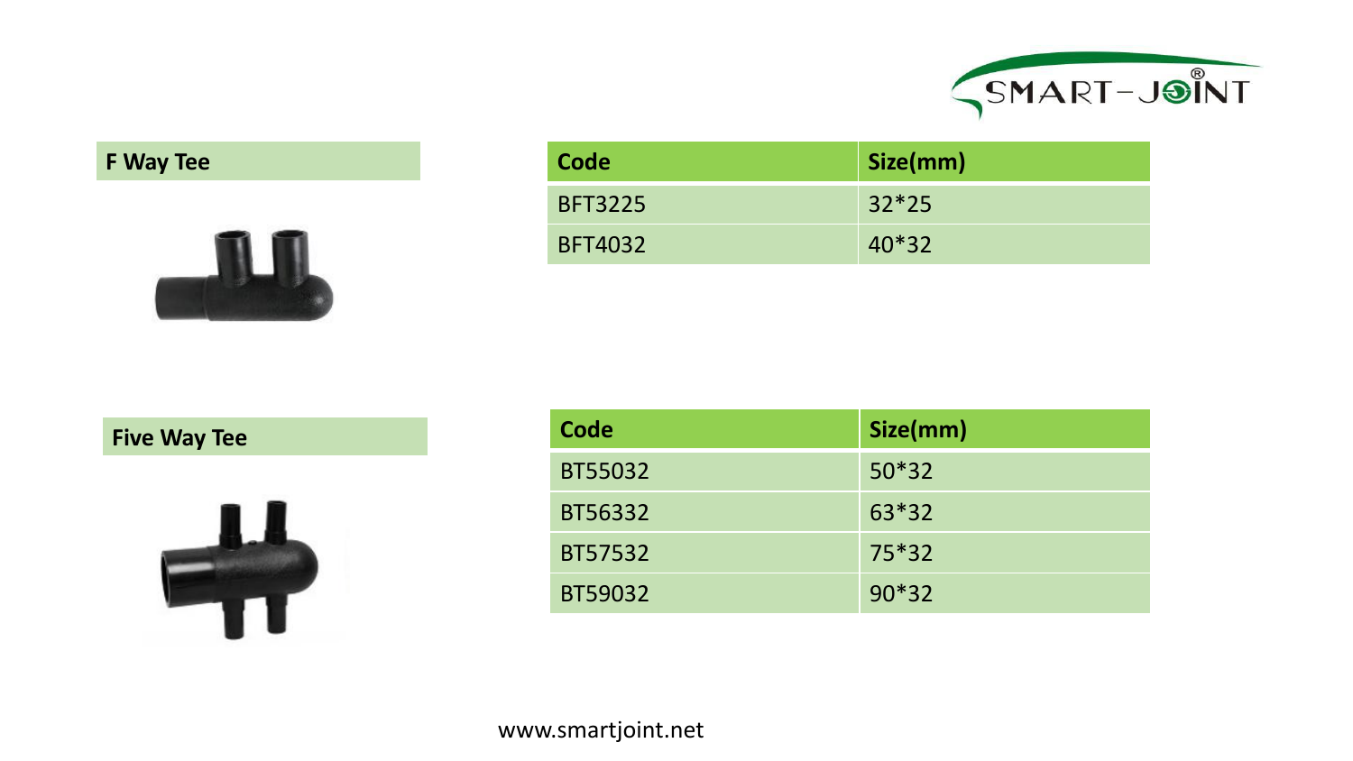## F Way Tee

| Code | Size(mm) |
| --- | --- |
| BFT3225 | 32*25 |
| BFT4032 | 40*32 |

## Five Way Tee

| Code | Size(mm) |
| --- | --- |
| BT55032 | 50*32 |
| BT56332 | 63*32 |
| BT57532 | 75*32 |
| BT59032 | 90*32 |

www.smartjoint.net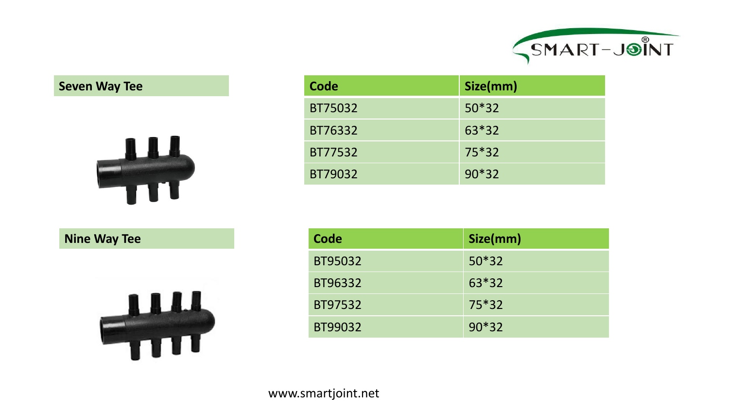## Seven Way Tee

| Code | Size(mm) |
|---|---|
| BT75032 | 50*32 |
| BT76332 | 63*32 |
| BT77532 | 75*32 |
| BT79032 | 90*32 |

## Nine Way Tee

| Code | Size(mm) |
|---|---|
| BT95032 | 50*32 |
| BT96332 | 63*32 |
| BT97532 | 75*32 |
| BT99032 | 90*32 |

www.smartjoint.net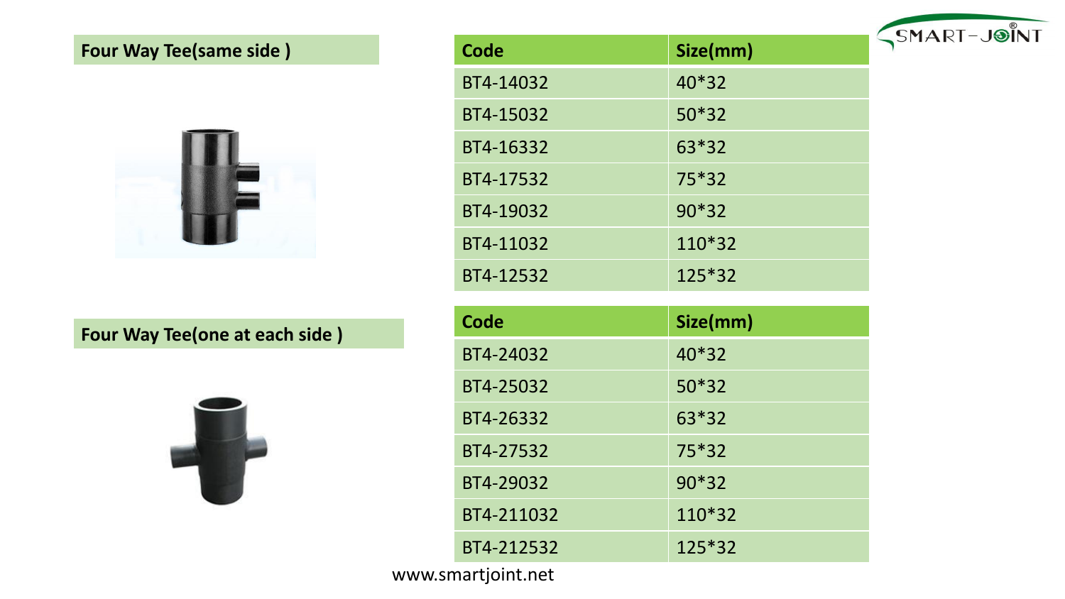## Four Way Tee(same side )

| Code | Size(mm) |
|---|---|
| BT4-14032 | 40*32 |
| BT4-15032 | 50*32 |
| BT4-16332 | 63*32 |
| BT4-17532 | 75*32 |
| BT4-19032 | 90*32 |
| BT4-11032 | 110*32 |
| BT4-12532 | 125*32 |

## Four Way Tee(one at each side )

| Code | Size(mm) |
|---|---|
| BT4-24032 | 40*32 |
| BT4-25032 | 50*32 |
| BT4-26332 | 63*32 |
| BT4-27532 | 75*32 |
| BT4-29032 | 90*32 |
| BT4-211032 | 110*32 |
| BT4-212532 | 125*32 |

www.smartjoint.net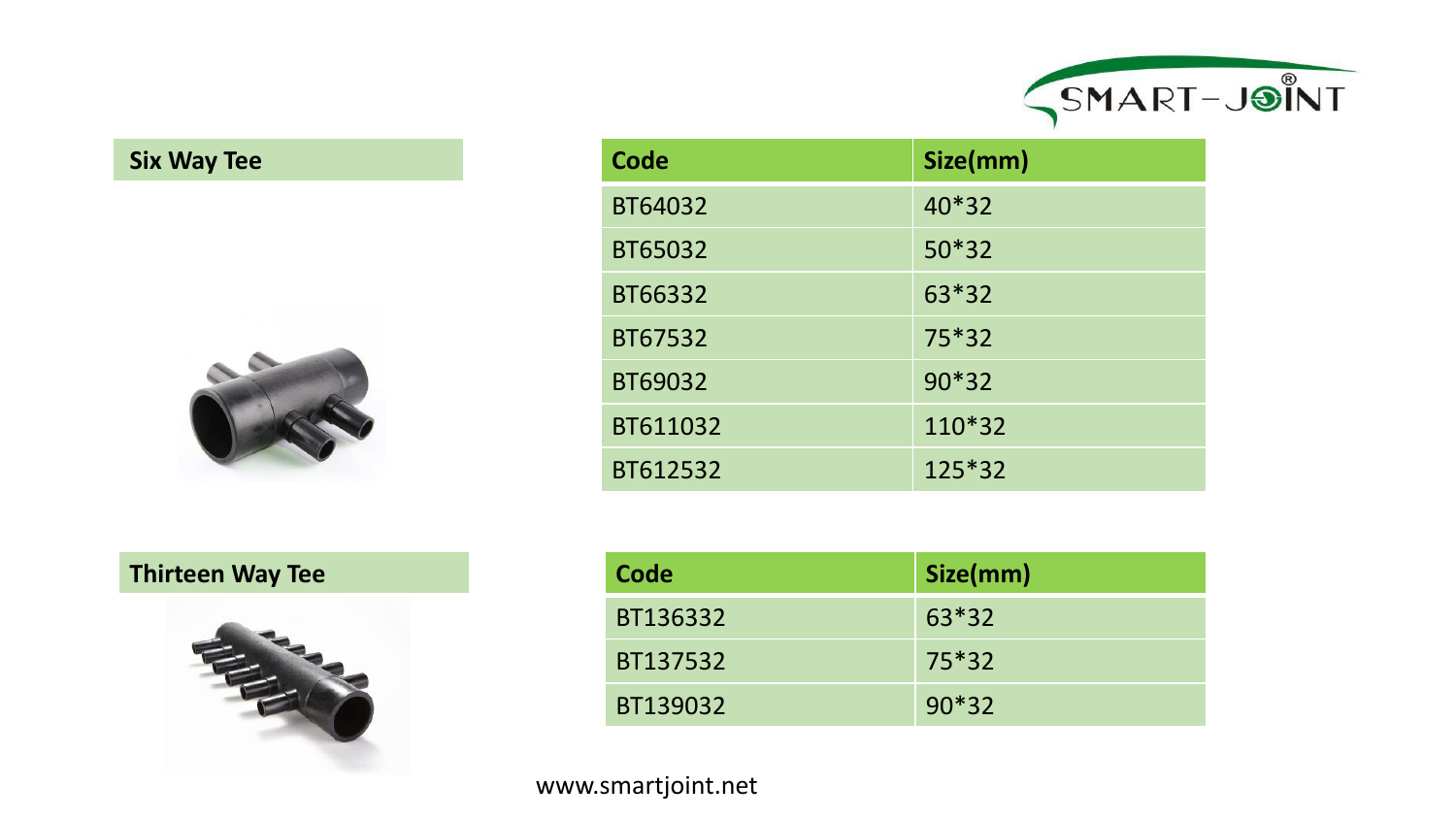## Six Way Tee

| Code | Size(mm) |
|---|---|
| BT64032 | 40*32 |
| BT65032 | 50*32 |
| BT66332 | 63*32 |
| BT67532 | 75*32 |
| BT69032 | 90*32 |
| BT611032 | 110*32 |
| BT612532 | 125*32 |

## Thirteen Way Tee

| Code | Size(mm) |
|---|---|
| BT136332 | 63*32 |
| BT137532 | 75*32 |
| BT139032 | 90*32 |

www.smartjoint.net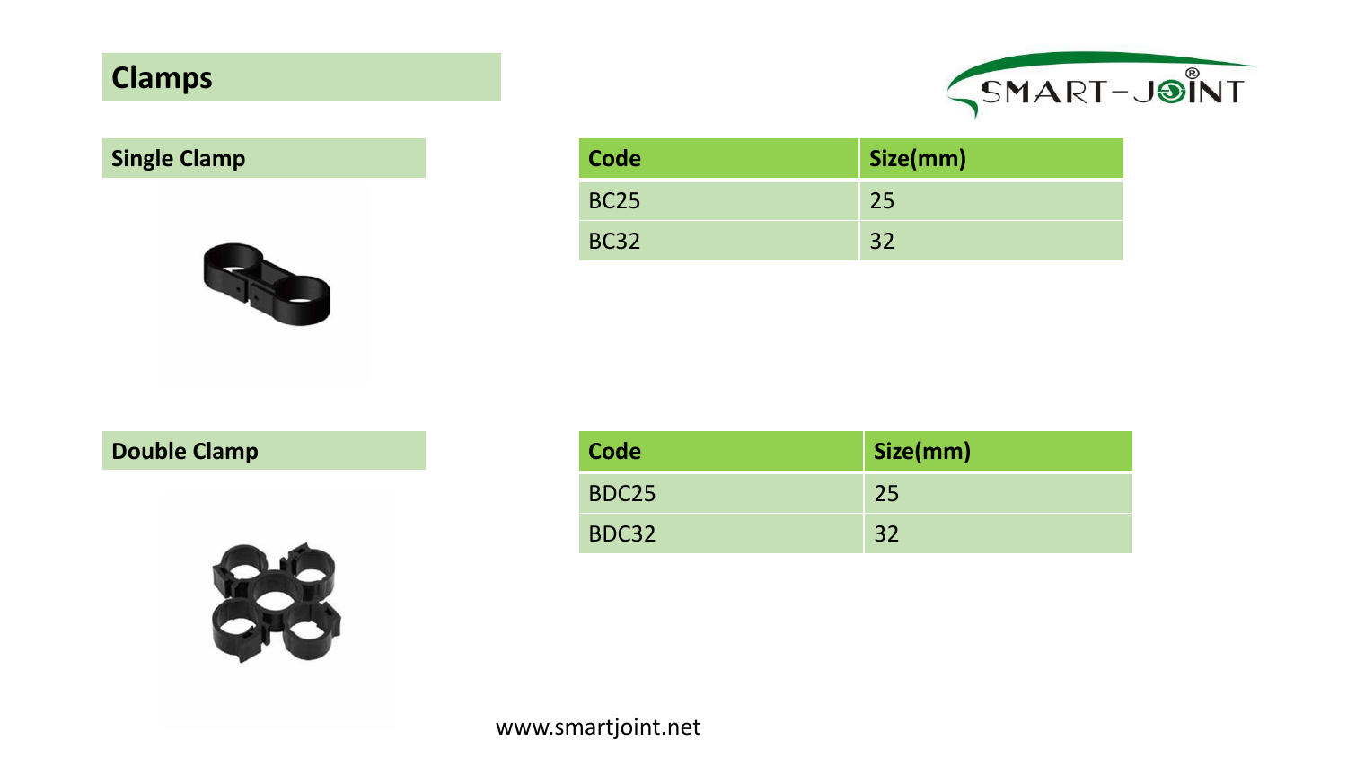# Clamps

## Single Clamp

| Code | Size(mm) |
| --- | --- |
| BC25 | 25 |
| BC32 | 32 |

## Double Clamp

| Code | Size(mm) |
| --- | --- |
| BDC25 | 25 |
| BDC32 | 32 |

www.smartjoint.net